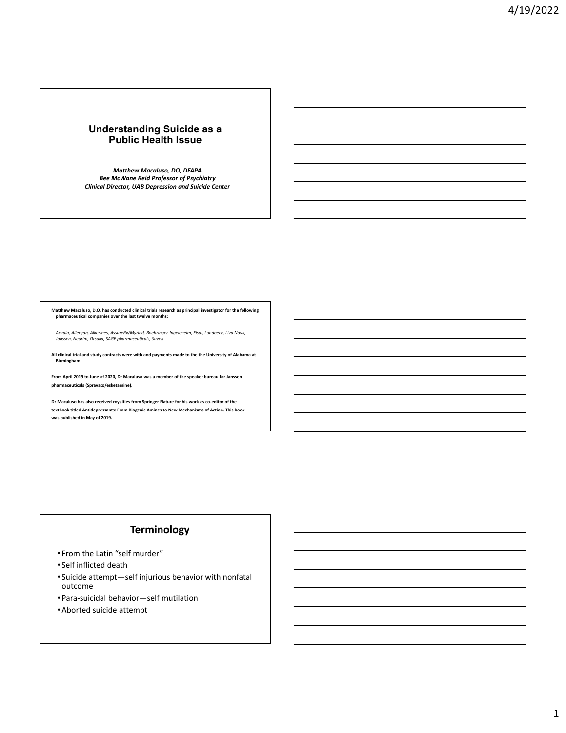# Understanding Suicide as a Public Health Issue

***Matthew Macaluso, DO, DFAPA***
***Bee McWane Reid Professor of Psychiatry***
***Clinical Director, UAB Depression and Suicide Center***

**Matthew Macaluso, D.O. has conducted clinical trials research as principal investigator for the following pharmaceutical companies over the last twelve months:**

*Acadia, Allergan, Alkermes, AssureRx/Myriad, Boehringer-Ingeleheim, Eisai, Lundbeck, Liva Nova, Janssen, Neurim, Otsuka, SAGE pharmaceuticals, Suven*

**All clinical trial and study contracts were with and payments made to the the University of Alabama at Birmingham.**

**From April 2019 to June of 2020, Dr Macaluso was a member of the speaker bureau for Janssen pharmaceuticals (Spravato/esketamine).**

**Dr Macaluso has also received royalties from Springer Nature for his work as co-editor of the textbook titled Antidepressants: From Biogenic Amines to New Mechanisms of Action. This book was published in May of 2019.**

## Terminology

- From the Latin "self murder"
- Self inflicted death
- Suicide attempt—self injurious behavior with nonfatal outcome
- Para-suicidal behavior—self mutilation
- Aborted suicide attempt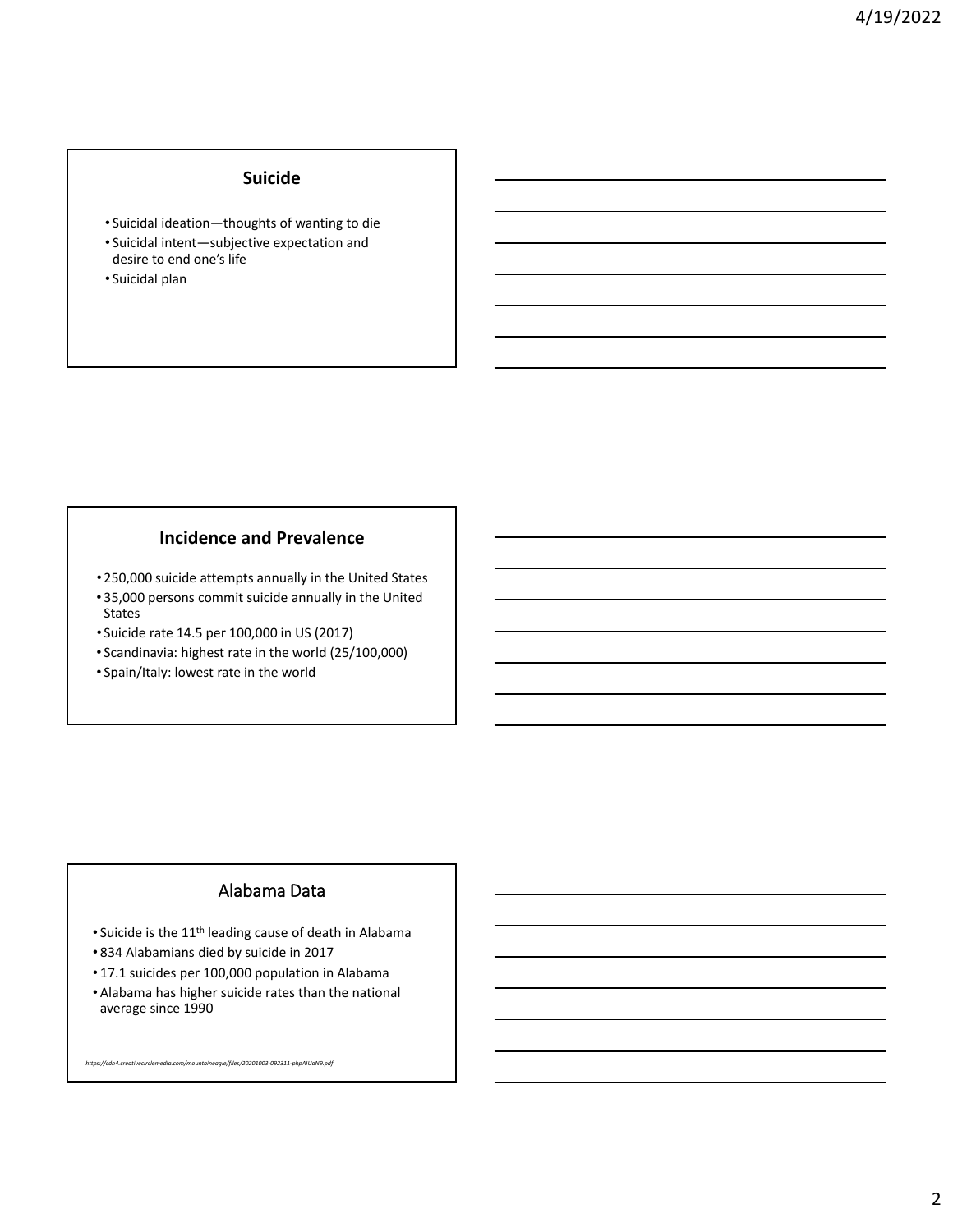## Suicide

- Suicidal ideation—thoughts of wanting to die
- Suicidal intent—subjective expectation and desire to end one's life
- Suicidal plan

## Incidence and Prevalence

- 250,000 suicide attempts annually in the United States
- 35,000 persons commit suicide annually in the United States
- Suicide rate 14.5 per 100,000 in US (2017)
- Scandinavia: highest rate in the world (25/100,000)
- Spain/Italy: lowest rate in the world

## Alabama Data

- Suicide is the 11th leading cause of death in Alabama
- 834 Alabamians died by suicide in 2017
- 17.1 suicides per 100,000 population in Alabama
- Alabama has higher suicide rates than the national average since 1990

*https://cdn4.creativecirclemedia.com/mountaineagle/files/20201003-092311-phpAlUaN9.pdf*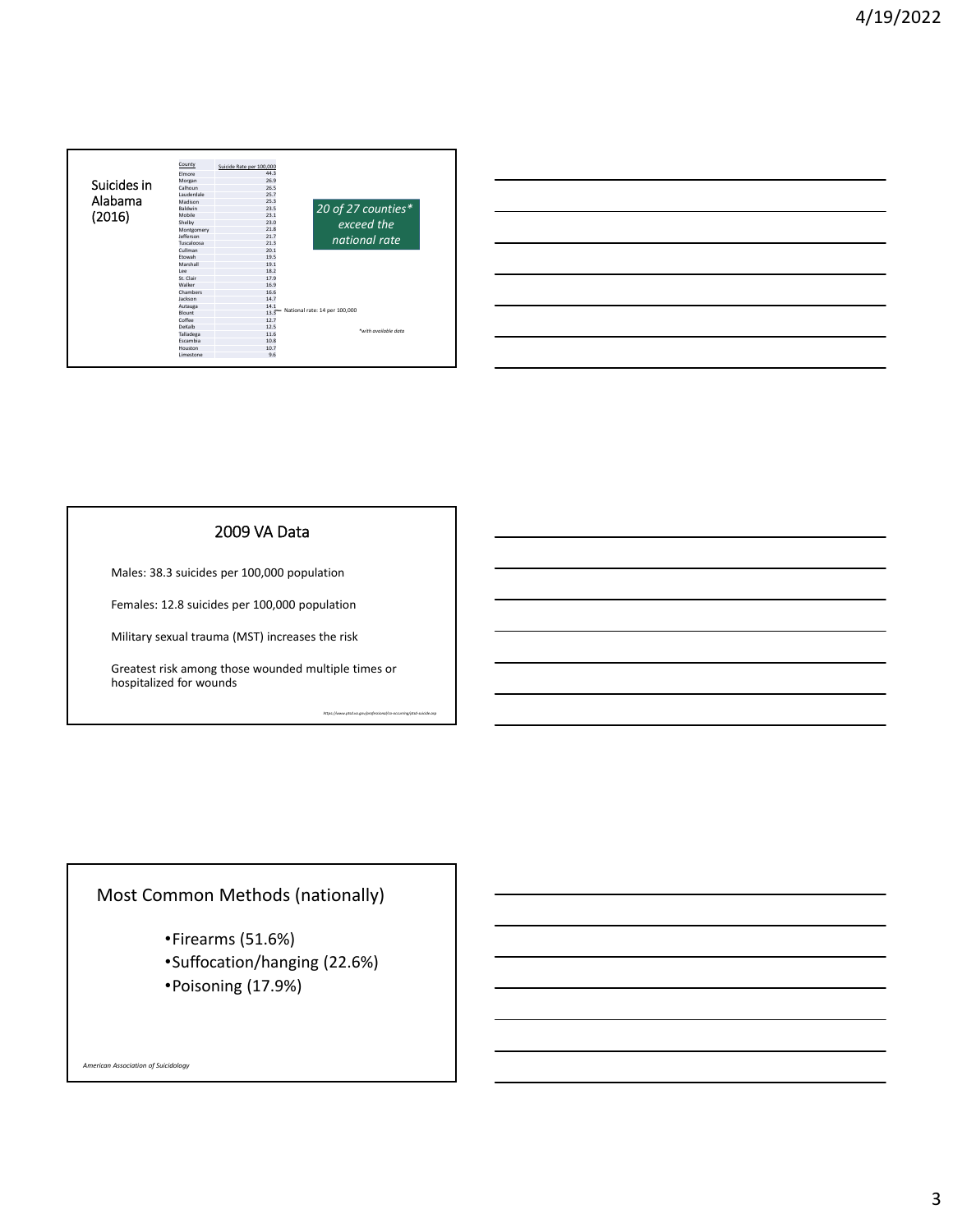## Suicides in Alabama (2016)

| County | Suicide Rate per 100,000 |
|---|---|
| Elmore | 44.3 |
| Morgan | 26.9 |
| Calhoun | 26.5 |
| Lauderdale | 25.7 |
| Madison | 25.3 |
| Baldwin | 23.5 |
| Mobile | 23.1 |
| Shelby | 23.0 |
| Montgomery | 21.8 |
| Jefferson | 21.7 |
| Tuscaloosa | 21.3 |
| Cullman | 20.1 |
| Etowah | 19.5 |
| Marshall | 19.1 |
| Lee | 18.2 |
| St. Clair | 17.9 |
| Walker | 16.9 |
| Chambers | 16.6 |
| Jackson | 14.7 |
| Autauga | 14.1 |
| Blount | 13.5 |
| Coffee | 12.7 |
| DeKalb | 12.5 |
| Talladega | 11.6 |
| Escambia | 10.8 |
| Houston | 10.7 |
| Limestone | 9.6 |

National rate: 14 per 100,000

*20 of 27 counties* exceed the national rate*

*with available data

## 2009 VA Data

Males: 38.3 suicides per 100,000 population

Females: 12.8 suicides per 100,000 population

Military sexual trauma (MST) increases the risk

Greatest risk among those wounded multiple times or hospitalized for wounds

https://www.ptsd.va.gov/professional/co-occurring/ptsd-suicide.asp

## Most Common Methods (nationally)

- Firearms (51.6%)
- Suffocation/hanging (22.6%)
- Poisoning (17.9%)

*American Association of Suicidology*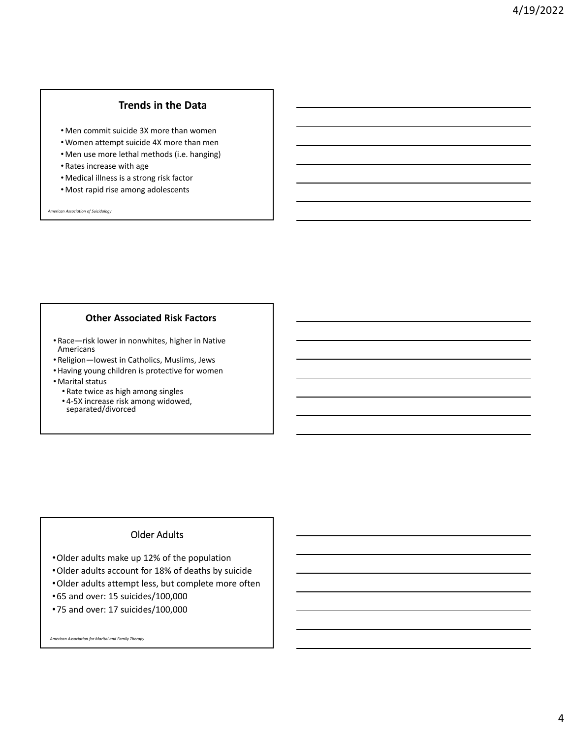## Trends in the Data

- Men commit suicide 3X more than women
- Women attempt suicide 4X more than men
- Men use more lethal methods (i.e. hanging)
- Rates increase with age
- Medical illness is a strong risk factor
- Most rapid rise among adolescents

*American Association of Suicidology*

## Other Associated Risk Factors

- Race—risk lower in nonwhites, higher in Native Americans
- Religion—lowest in Catholics, Muslims, Jews
- Having young children is protective for women
- Marital status
  - Rate twice as high among singles
  - 4-5X increase risk among widowed, separated/divorced

## Older Adults

- Older adults make up 12% of the population
- Older adults account for 18% of deaths by suicide
- Older adults attempt less, but complete more often
- 65 and over: 15 suicides/100,000
- 75 and over: 17 suicides/100,000

*American Association for Marital and Family Therapy*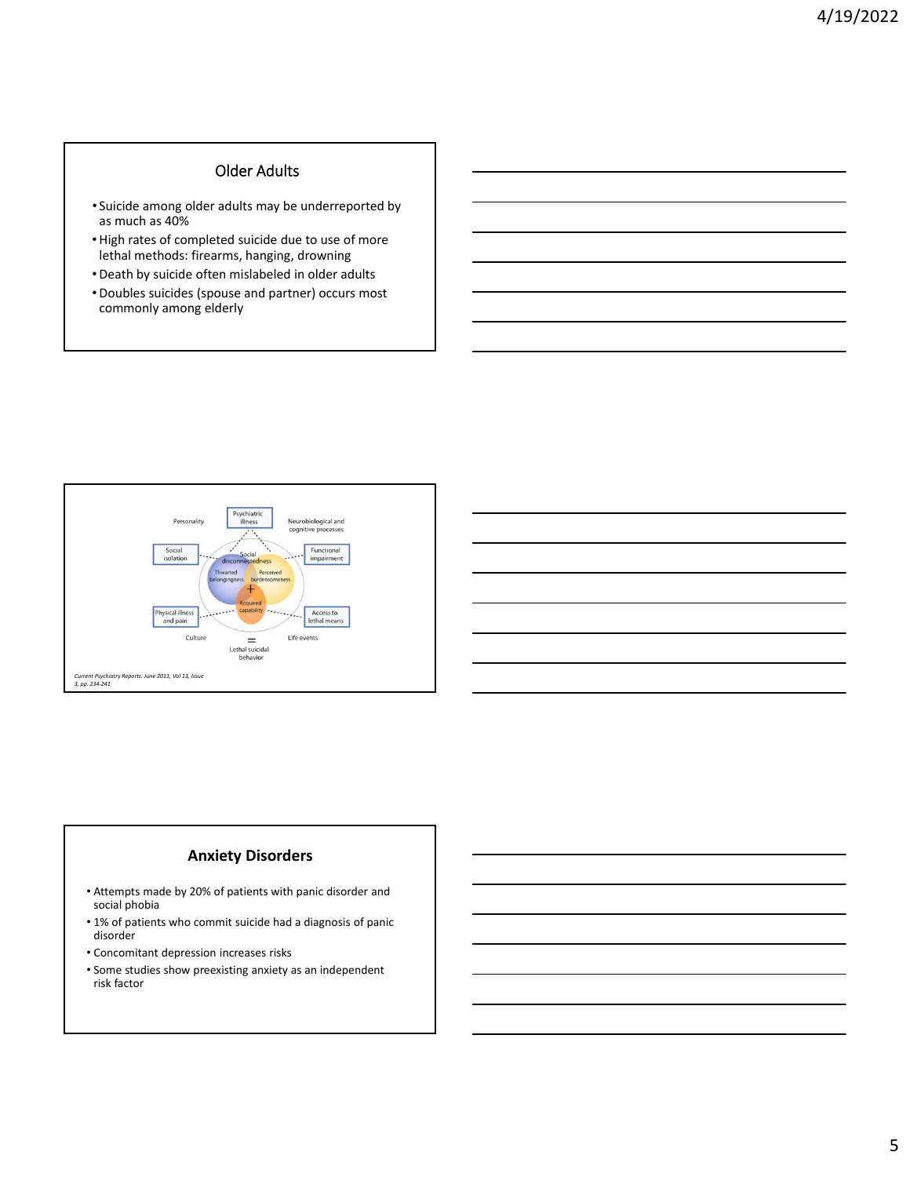## Older Adults

- Suicide among older adults may be underreported by as much as 40%
- High rates of completed suicide due to use of more lethal methods: firearms, hanging, drowning
- Death by suicide often mislabeled in older adults
- Doubles suicides (spouse and partner) occurs most commonly among elderly

Personality

Psychiatric illness

Neurobiological and cognitive processes

Social isolation

Social disconnectedness

Functional impairment

Thwarted belongingness

Perceived burdensomeness

+

Acquired capability

Physical illness and pain

Access to lethal means

Culture

Life events

=

Lethal suicidal behavior

*Current Psychiatry Reports. June 2011, Vol 13, Issue 3, pp. 234-241*

## **Anxiety Disorders**

- Attempts made by 20% of patients with panic disorder and social phobia
- 1% of patients who commit suicide had a diagnosis of panic disorder
- Concomitant depression increases risks
- Some studies show preexisting anxiety as an independent risk factor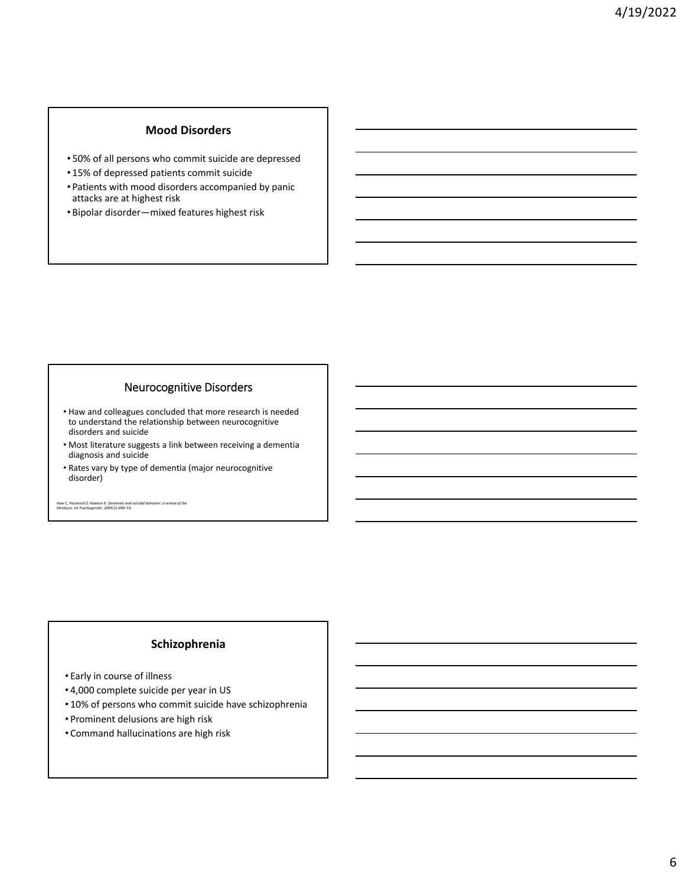## Mood Disorders

- 50% of all persons who commit suicide are depressed
- 15% of depressed patients commit suicide
- Patients with mood disorders accompanied by panic attacks are at highest risk
- Bipolar disorder—mixed features highest risk

## Neurocognitive Disorders

- Haw and colleagues concluded that more research is needed to understand the relationship between neurocognitive disorders and suicide
- Most literature suggests a link between receiving a dementia diagnosis and suicide
- Rates vary by type of dementia (major neurocognitive disorder)

*Haw C, Harwood D, Hawton K. Dementia and suicidal behavior: a review of the literature. Int Psychogeriatr. 2009;21:440–53.*

## Schizophrenia

- Early in course of illness
- 4,000 complete suicide per year in US
- 10% of persons who commit suicide have schizophrenia
- Prominent delusions are high risk
- Command hallucinations are high risk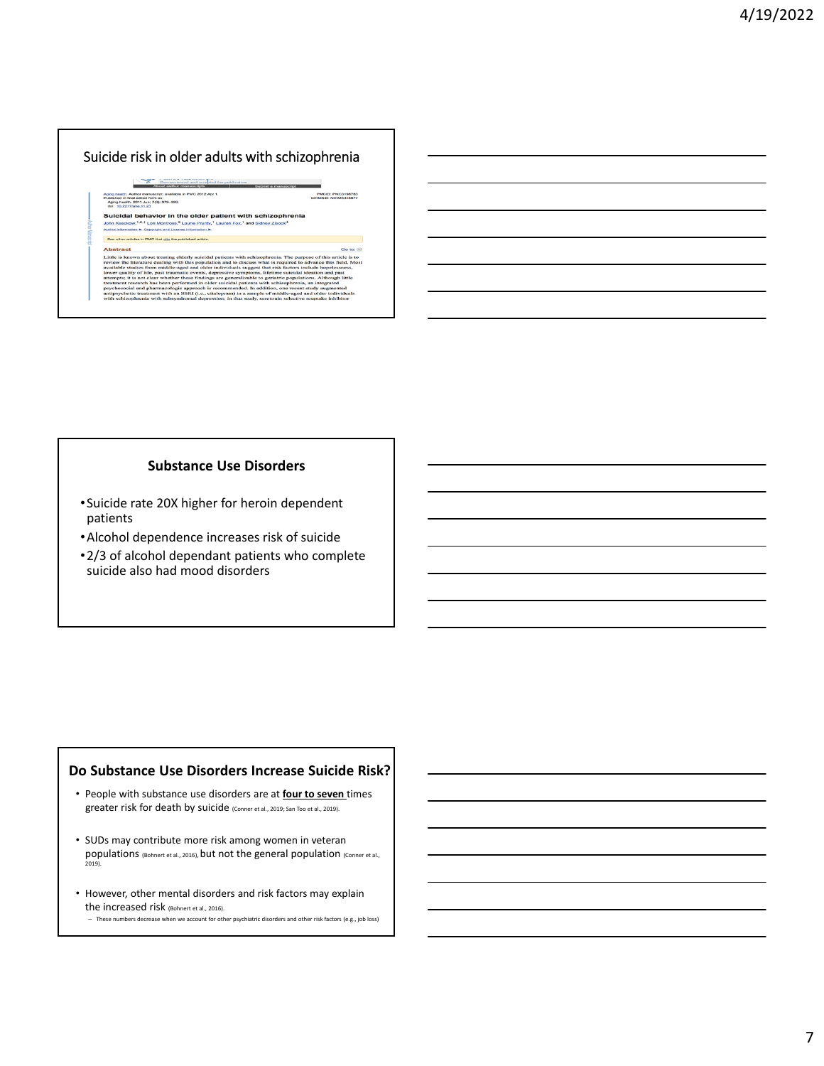## Suicide risk in older adults with schizophrenia

Aging health. Author manuscript; available in PMC 2012 Apr 1.
Published in final edited form as:
Aging health. 2011 Jun; 7(3): 379–393.
doi: 10.2217/ahe.11.23

PMCID: PMC3196783
NIHMSID: NIHMS316977

**Suicidal behavior in the older patient with schizophrenia**

John Kasckow,[1,2,3] Lori Montross,[3] Laurie Prunty,[1] Lauren Fox,[1] and Sidney Zisook[4]

**Abstract**

Little is known about treating elderly suicidal patients with schizophrenia. The purpose of this article is to review the literature dealing with this population and to discuss what is required to advance this field. Most available studies from middle-aged and older individuals suggest that risk factors include hopelessness, lower quality of life, past traumatic events, depressive symptoms, lifetime suicidal ideation and past attempts; it is not clear whether these findings are generalizable to geriatric populations. Although little treatment research has been performed in older suicidal patients with schizophrenia, an integrated psychosocial and pharmacologic approach is recommended. In addition, one recent study augmented antipsychotic treatment with an SSRI (i.e., citalopram) in a sample of middle-aged and older individuals with schizophrenia with subsyndromal depression; in that study, serotonin selective reuptake inhibitor

## Substance Use Disorders

- Suicide rate 20X higher for heroin dependent patients
- Alcohol dependence increases risk of suicide
- 2/3 of alcohol dependant patients who complete suicide also had mood disorders

## Do Substance Use Disorders Increase Suicide Risk?

- People with substance use disorders are at **four to seven** times greater risk for death by suicide (Conner et al., 2019; San Too et al., 2019).
- SUDs may contribute more risk among women in veteran populations (Bohnert et al., 2016), but not the general population (Conner et al., 2019).
- However, other mental disorders and risk factors may explain the increased risk (Bohnert et al., 2016).
  - These numbers decrease when we account for other psychiatric disorders and other risk factors (e.g., job loss)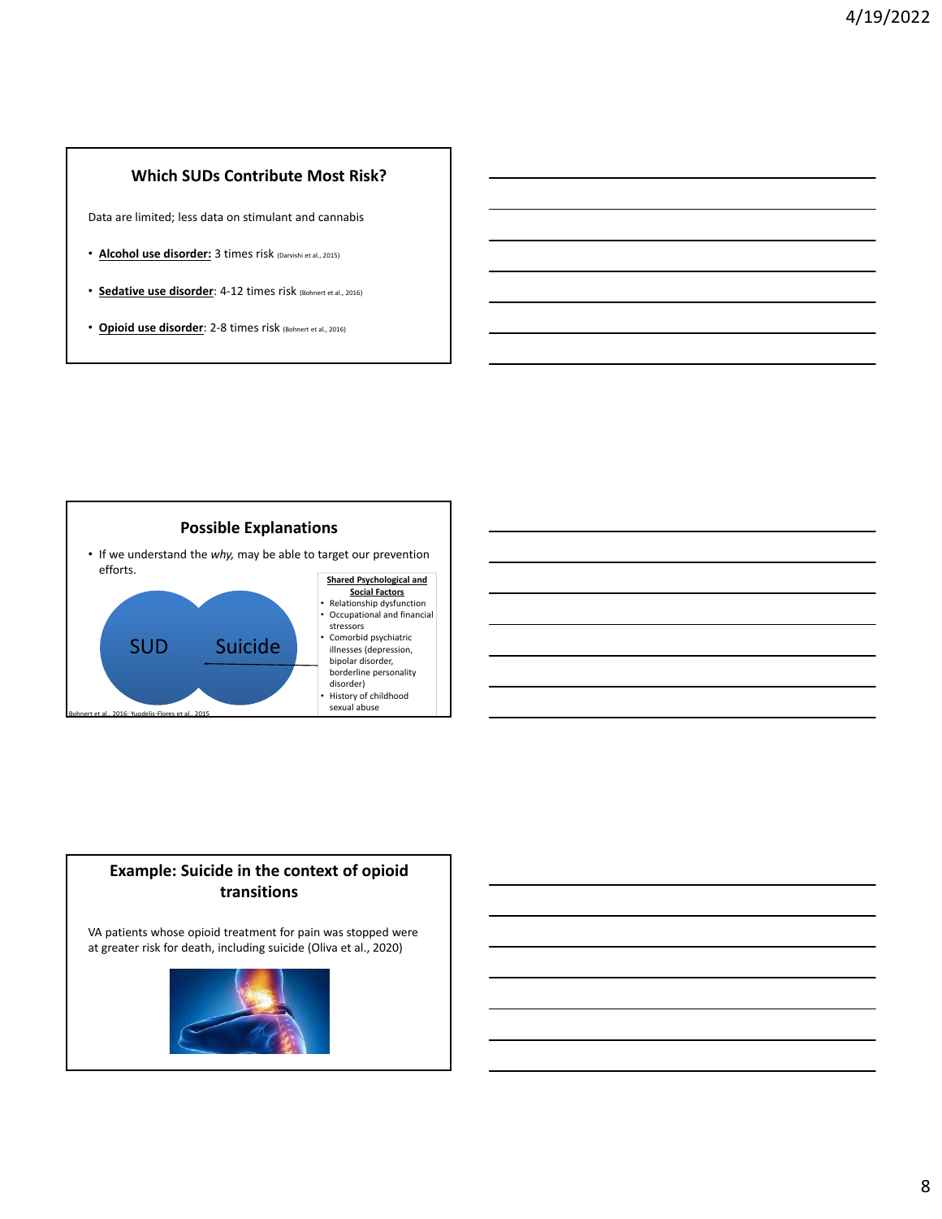## Which SUDs Contribute Most Risk?

Data are limited; less data on stimulant and cannabis

- **Alcohol use disorder:** 3 times risk (Darvishi et al., 2015)
- **Sedative use disorder**: 4-12 times risk (Bohnert et al., 2016)
- **Opioid use disorder**: 2-8 times risk (Bohnert et al., 2016)

## Possible Explanations

- If we understand the *why,* may be able to target our prevention efforts.

SUD

Suicide

**Shared Psychological and Social Factors**

- Relationship dysfunction
- Occupational and financial stressors
- Comorbid psychiatric illnesses (depression, bipolar disorder, borderline personality disorder)
- History of childhood sexual abuse

Bohnert et al., 2016; Yuodelis-Flores et al., 2015

## Example: Suicide in the context of opioid transitions

VA patients whose opioid treatment for pain was stopped were at greater risk for death, including suicide (Oliva et al., 2020)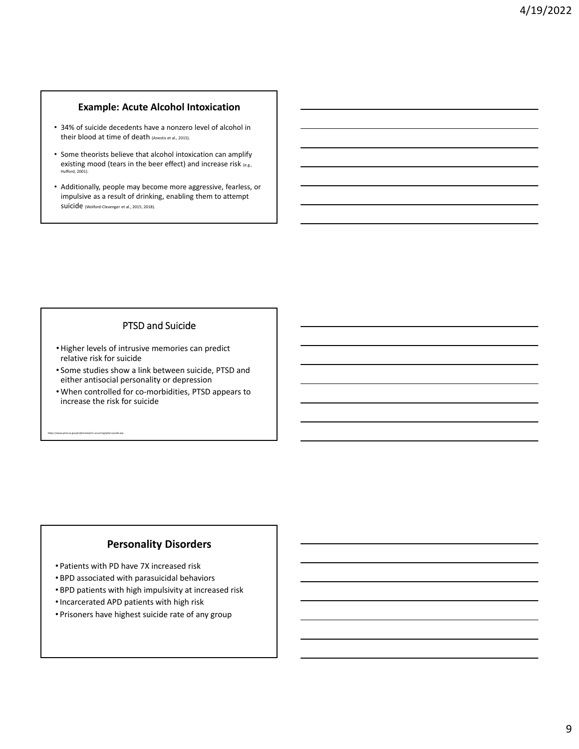## Example: Acute Alcohol Intoxication

- 34% of suicide decedents have a nonzero level of alcohol in their blood at time of death (Anestis et al., 2015).
- Some theorists believe that alcohol intoxication can amplify existing mood (tears in the beer effect) and increase risk (e.g., Hufford, 2001).
- Additionally, people may become more aggressive, fearless, or impulsive as a result of drinking, enabling them to attempt suicide (Wolford-Clevenger et al., 2015; 2018).

## PTSD and Suicide

- Higher levels of intrusive memories can predict relative risk for suicide
- Some studies show a link between suicide, PTSD and either antisocial personality or depression
- When controlled for co-morbidities, PTSD appears to increase the risk for suicide

https://www.ptsd.va.gov/professional/co-occurring/ptsd-suicide.asp

## Personality Disorders

- Patients with PD have 7X increased risk
- BPD associated with parasuicidal behaviors
- BPD patients with high impulsivity at increased risk
- Incarcerated APD patients with high risk
- Prisoners have highest suicide rate of any group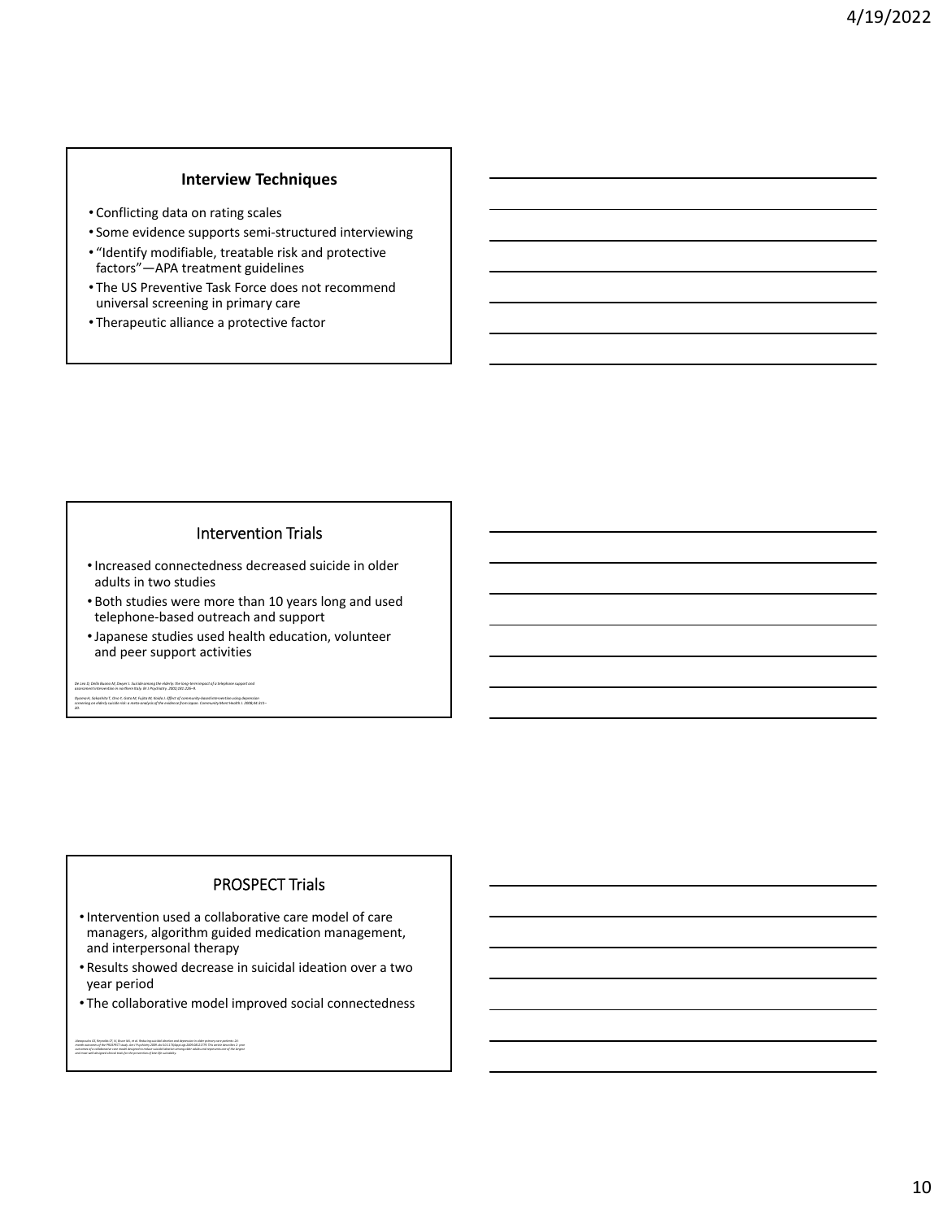## Interview Techniques

- Conflicting data on rating scales
- Some evidence supports semi-structured interviewing
- "Identify modifiable, treatable risk and protective factors"—APA treatment guidelines
- The US Preventive Task Force does not recommend universal screening in primary care
- Therapeutic alliance a protective factor

## Intervention Trials

- Increased connectedness decreased suicide in older adults in two studies
- Both studies were more than 10 years long and used telephone-based outreach and support
- Japanese studies used health education, volunteer and peer support activities

*De Leo D, Dello Buono M, Dwyer J. Suicide among the elderly: the long-term impact of a telephone support and assessment intervention in northern Italy. Br J Psychiatry. 2002;181:226–9.*

*Oyama H, Sakashita T, Ono Y, Goto M, Fujita M, Koida J. Effect of community-based intervention using depression screening on elderly suicide risk: a meta-analysis of the evidence from Japan. Community Ment Health J. 2008;44:311–20.*

## PROSPECT Trials

- Intervention used a collaborative care model of care managers, algorithm guided medication management, and interpersonal therapy
- Results showed decrease in suicidal ideation over a two year period
- The collaborative model improved social connectedness

*Alexopoulos GS, Reynolds CF, III, Bruce ML, et al. Reducing suicidal ideation and depression in older primary care patients: 24-month outcomes of the PROSPECT study. Am J Psychiatry 2009. doi:10.1176/appi.ajp.2009.08121779. This article describes 2-year outcomes of a collaborative care model designed to reduce suicidal ideation among older adults and represents one of the largest and most well-designed clinical trials for the prevention of late-life suicidality.*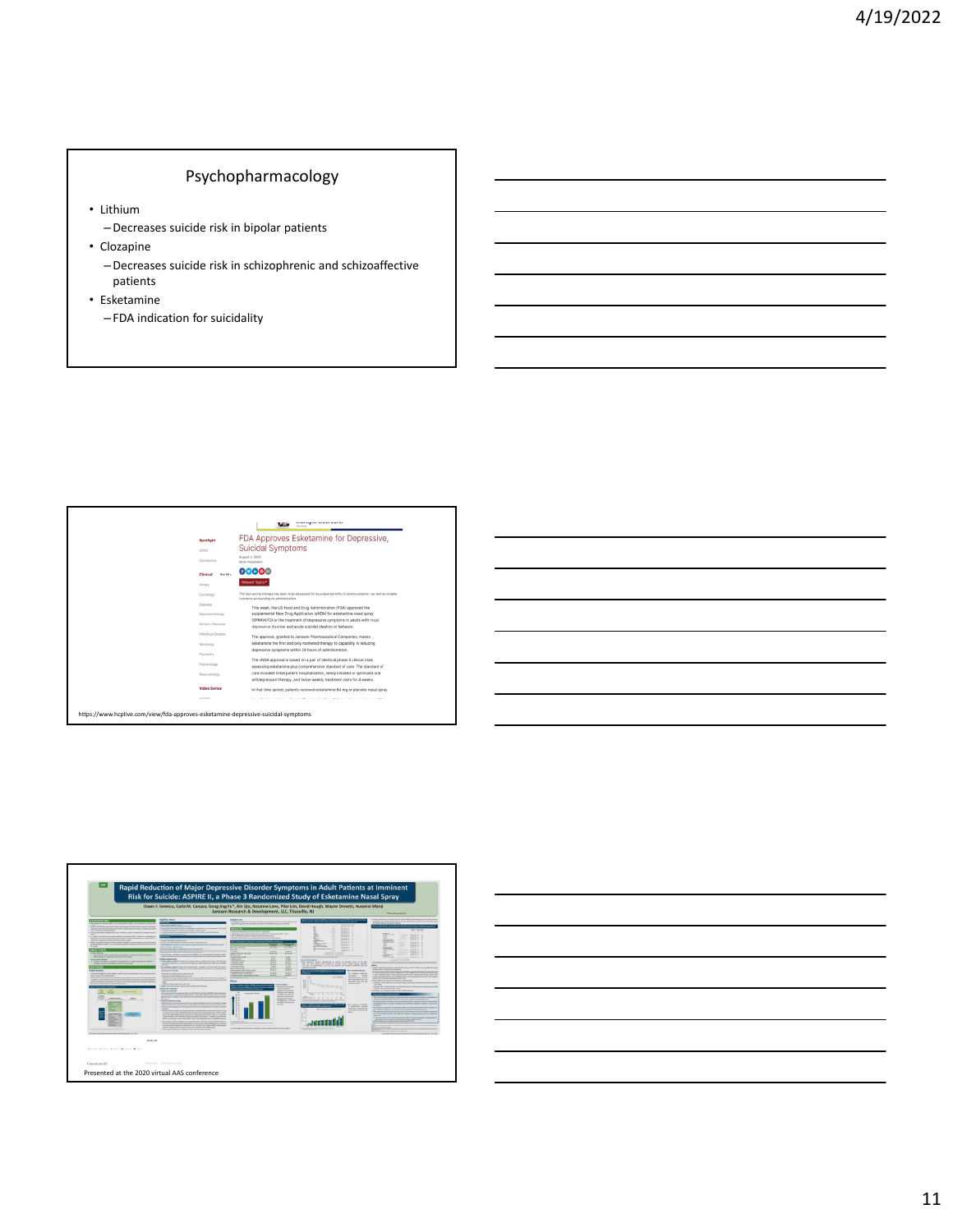## Psychopharmacology

- Lithium
  - Decreases suicide risk in bipolar patients
- Clozapine
  - Decreases suicide risk in schizophrenic and schizoaffective patients
- Esketamine
  - FDA indication for suicidality

FDA Approves Esketamine for Depressive, Suicidal Symptoms

https://www.hcplive.com/view/fda-approves-esketamine-depressive-suicidal-symptoms

Rapid Reduction of Major Depressive Disorder Symptoms in Adult Patients at Imminent Risk for Suicide: ASPIRE II, a Phase 3 Randomized Study of Esketamine Nasal Spray

Presented at the 2020 virtual AAS conference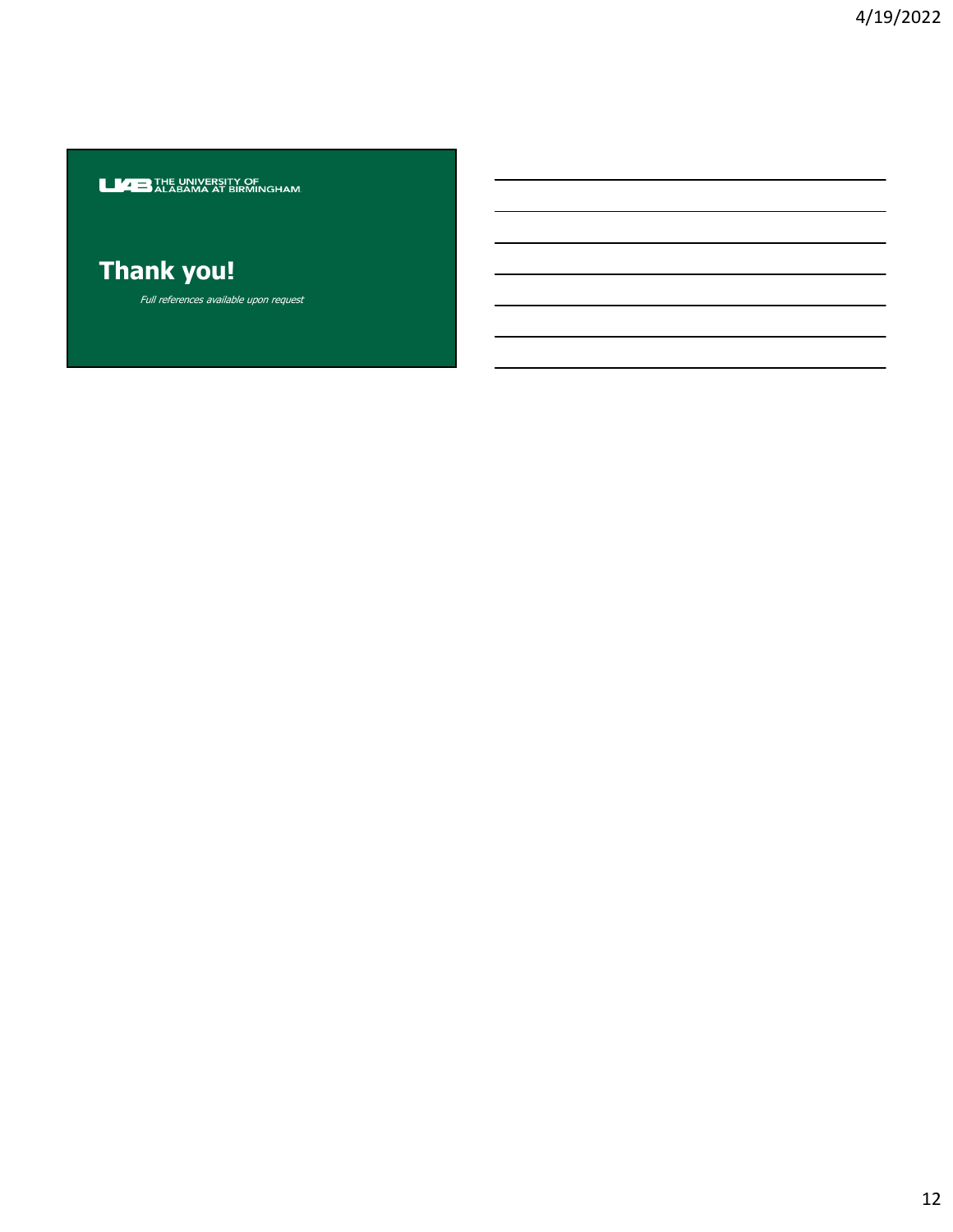THE UNIVERSITY OF ALABAMA AT BIRMINGHAM

# Thank you!

*Full references available upon request*